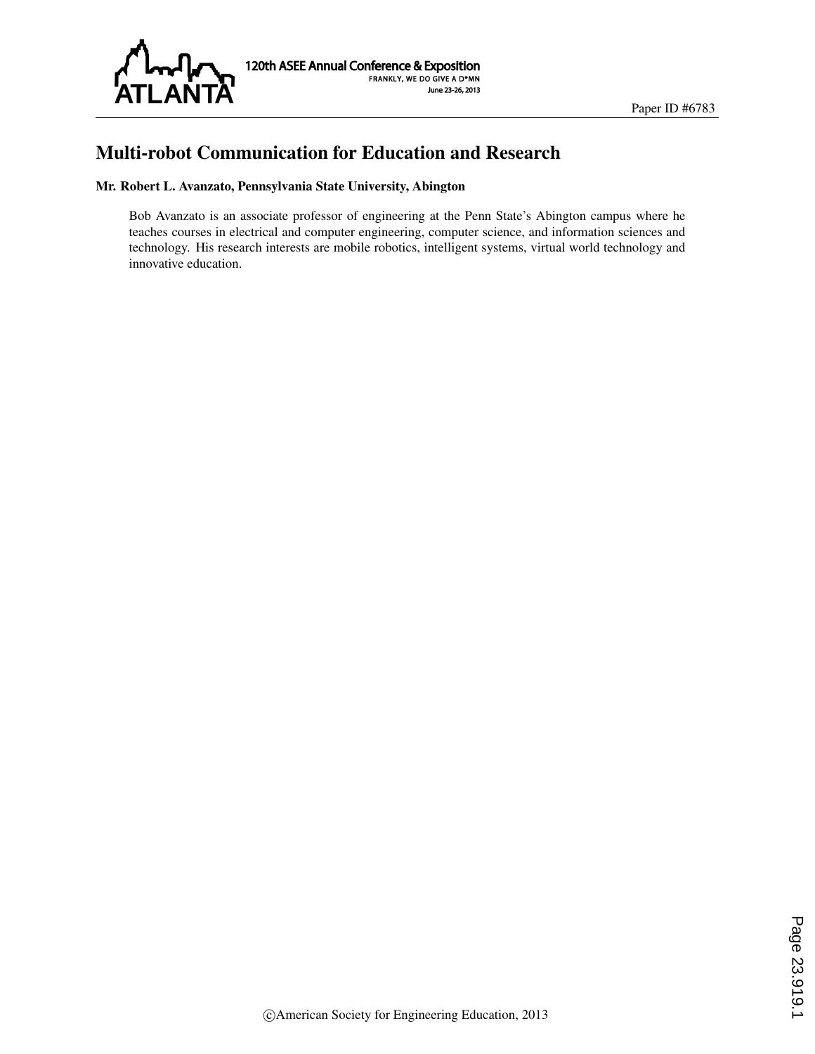Paper ID #6783

# Multi-robot Communication for Education and Research

**Mr. Robert L. Avanzato, Pennsylvania State University, Abington**

Bob Avanzato is an associate professor of engineering at the Penn State's Abington campus where he teaches courses in electrical and computer engineering, computer science, and information sciences and technology. His research interests are mobile robotics, intelligent systems, virtual world technology and innovative education.

©American Society for Engineering Education, 2013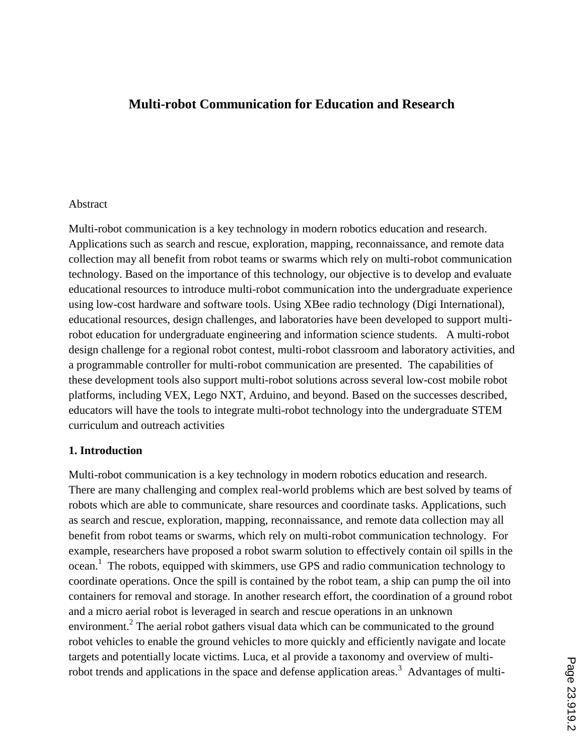# Multi-robot Communication for Education and Research

Abstract

Multi-robot communication is a key technology in modern robotics education and research. Applications such as search and rescue, exploration, mapping, reconnaissance, and remote data collection may all benefit from robot teams or swarms which rely on multi-robot communication technology. Based on the importance of this technology, our objective is to develop and evaluate educational resources to introduce multi-robot communication into the undergraduate experience using low-cost hardware and software tools. Using XBee radio technology (Digi International), educational resources, design challenges, and laboratories have been developed to support multi-robot education for undergraduate engineering and information science students. A multi-robot design challenge for a regional robot contest, multi-robot classroom and laboratory activities, and a programmable controller for multi-robot communication are presented. The capabilities of these development tools also support multi-robot solutions across several low-cost mobile robot platforms, including VEX, Lego NXT, Arduino, and beyond. Based on the successes described, educators will have the tools to integrate multi-robot technology into the undergraduate STEM curriculum and outreach activities

## 1. Introduction

Multi-robot communication is a key technology in modern robotics education and research. There are many challenging and complex real-world problems which are best solved by teams of robots which are able to communicate, share resources and coordinate tasks. Applications, such as search and rescue, exploration, mapping, reconnaissance, and remote data collection may all benefit from robot teams or swarms, which rely on multi-robot communication technology. For example, researchers have proposed a robot swarm solution to effectively contain oil spills in the ocean.[1] The robots, equipped with skimmers, use GPS and radio communication technology to coordinate operations. Once the spill is contained by the robot team, a ship can pump the oil into containers for removal and storage. In another research effort, the coordination of a ground robot and a micro aerial robot is leveraged in search and rescue operations in an unknown environment.[2] The aerial robot gathers visual data which can be communicated to the ground robot vehicles to enable the ground vehicles to more quickly and efficiently navigate and locate targets and potentially locate victims. Luca, et al provide a taxonomy and overview of multi-robot trends and applications in the space and defense application areas.[3] Advantages of multi-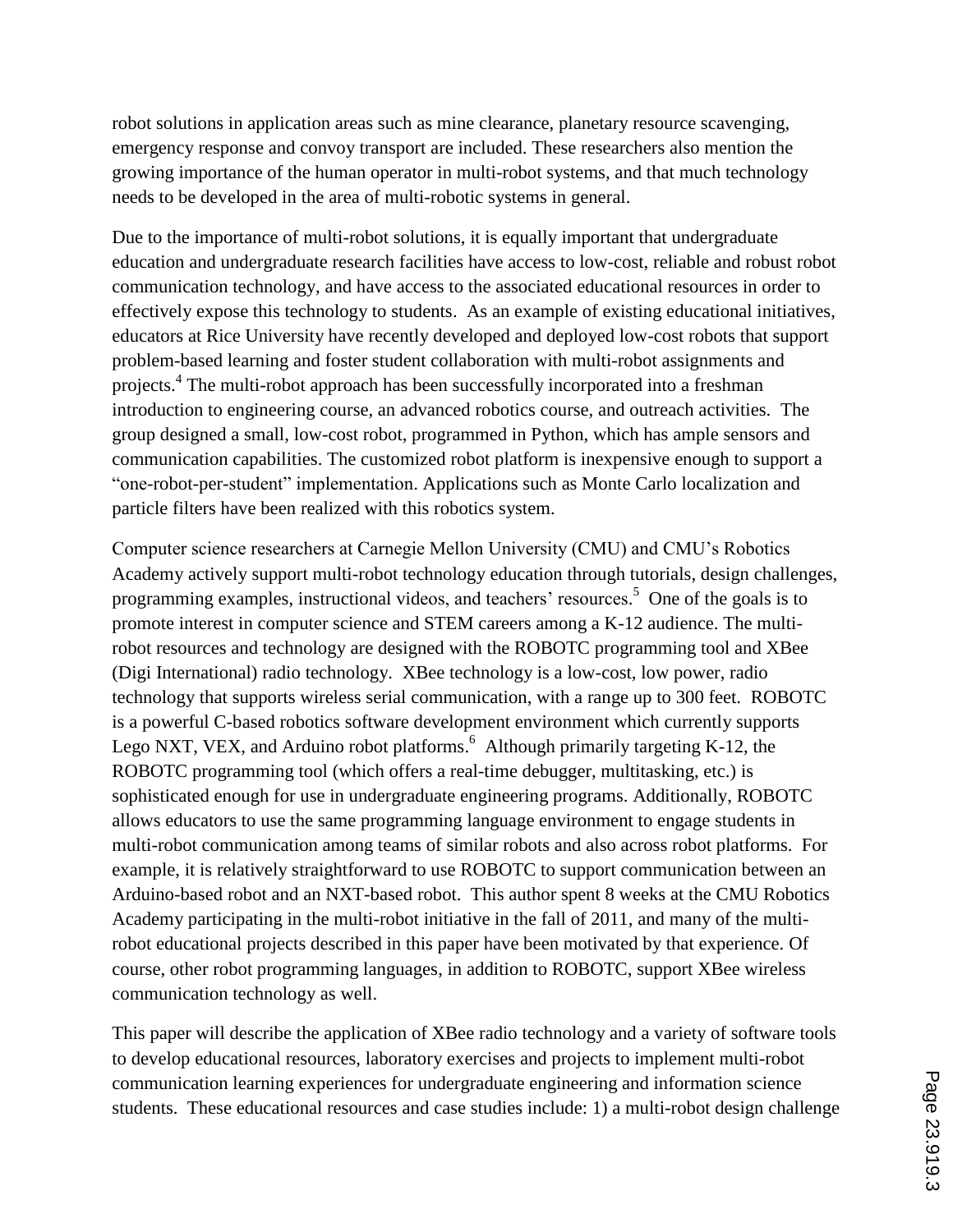robot solutions in application areas such as mine clearance, planetary resource scavenging, emergency response and convoy transport are included. These researchers also mention the growing importance of the human operator in multi-robot systems, and that much technology needs to be developed in the area of multi-robotic systems in general.

Due to the importance of multi-robot solutions, it is equally important that undergraduate education and undergraduate research facilities have access to low-cost, reliable and robust robot communication technology, and have access to the associated educational resources in order to effectively expose this technology to students. As an example of existing educational initiatives, educators at Rice University have recently developed and deployed low-cost robots that support problem-based learning and foster student collaboration with multi-robot assignments and projects.[4] The multi-robot approach has been successfully incorporated into a freshman introduction to engineering course, an advanced robotics course, and outreach activities. The group designed a small, low-cost robot, programmed in Python, which has ample sensors and communication capabilities. The customized robot platform is inexpensive enough to support a "one-robot-per-student" implementation. Applications such as Monte Carlo localization and particle filters have been realized with this robotics system.

Computer science researchers at Carnegie Mellon University (CMU) and CMU's Robotics Academy actively support multi-robot technology education through tutorials, design challenges, programming examples, instructional videos, and teachers' resources.[5] One of the goals is to promote interest in computer science and STEM careers among a K-12 audience. The multi-robot resources and technology are designed with the ROBOTC programming tool and XBee (Digi International) radio technology. XBee technology is a low-cost, low power, radio technology that supports wireless serial communication, with a range up to 300 feet. ROBOTC is a powerful C-based robotics software development environment which currently supports Lego NXT, VEX, and Arduino robot platforms.[6] Although primarily targeting K-12, the ROBOTC programming tool (which offers a real-time debugger, multitasking, etc.) is sophisticated enough for use in undergraduate engineering programs. Additionally, ROBOTC allows educators to use the same programming language environment to engage students in multi-robot communication among teams of similar robots and also across robot platforms. For example, it is relatively straightforward to use ROBOTC to support communication between an Arduino-based robot and an NXT-based robot. This author spent 8 weeks at the CMU Robotics Academy participating in the multi-robot initiative in the fall of 2011, and many of the multi-robot educational projects described in this paper have been motivated by that experience. Of course, other robot programming languages, in addition to ROBOTC, support XBee wireless communication technology as well.

This paper will describe the application of XBee radio technology and a variety of software tools to develop educational resources, laboratory exercises and projects to implement multi-robot communication learning experiences for undergraduate engineering and information science students. These educational resources and case studies include: 1) a multi-robot design challenge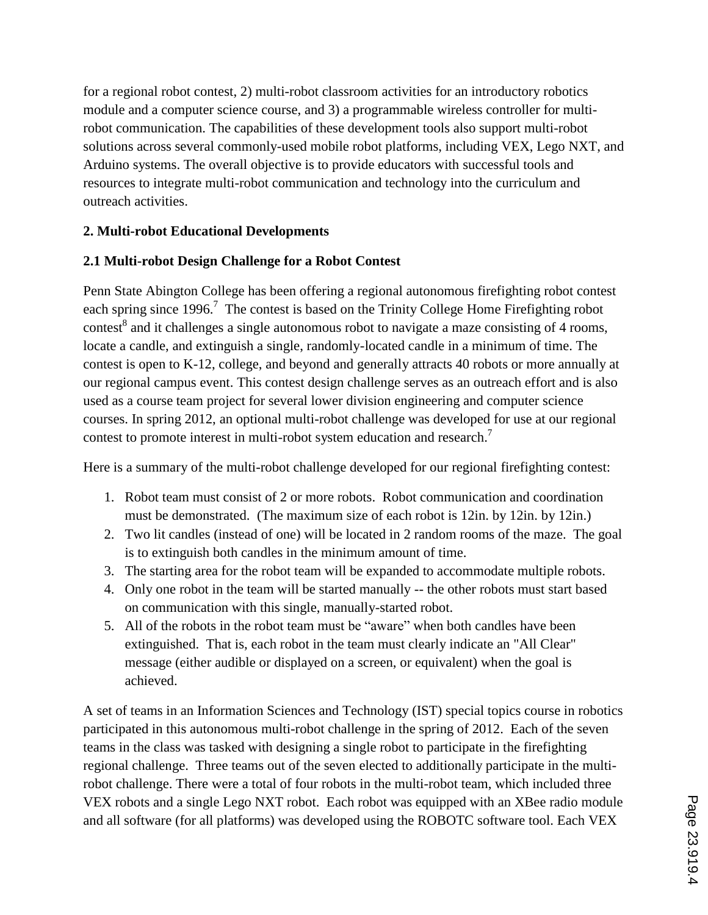for a regional robot contest, 2) multi-robot classroom activities for an introductory robotics module and a computer science course, and 3) a programmable wireless controller for multi-robot communication. The capabilities of these development tools also support multi-robot solutions across several commonly-used mobile robot platforms, including VEX, Lego NXT, and Arduino systems. The overall objective is to provide educators with successful tools and resources to integrate multi-robot communication and technology into the curriculum and outreach activities.

## 2. Multi-robot Educational Developments

### 2.1 Multi-robot Design Challenge for a Robot Contest

Penn State Abington College has been offering a regional autonomous firefighting robot contest each spring since 1996.[7] The contest is based on the Trinity College Home Firefighting robot contest[8] and it challenges a single autonomous robot to navigate a maze consisting of 4 rooms, locate a candle, and extinguish a single, randomly-located candle in a minimum of time. The contest is open to K-12, college, and beyond and generally attracts 40 robots or more annually at our regional campus event. This contest design challenge serves as an outreach effort and is also used as a course team project for several lower division engineering and computer science courses. In spring 2012, an optional multi-robot challenge was developed for use at our regional contest to promote interest in multi-robot system education and research.[7]

Here is a summary of the multi-robot challenge developed for our regional firefighting contest:

1. Robot team must consist of 2 or more robots. Robot communication and coordination must be demonstrated. (The maximum size of each robot is 12in. by 12in. by 12in.)
2. Two lit candles (instead of one) will be located in 2 random rooms of the maze. The goal is to extinguish both candles in the minimum amount of time.
3. The starting area for the robot team will be expanded to accommodate multiple robots.
4. Only one robot in the team will be started manually -- the other robots must start based on communication with this single, manually-started robot.
5. All of the robots in the robot team must be "aware" when both candles have been extinguished. That is, each robot in the team must clearly indicate an "All Clear" message (either audible or displayed on a screen, or equivalent) when the goal is achieved.

A set of teams in an Information Sciences and Technology (IST) special topics course in robotics participated in this autonomous multi-robot challenge in the spring of 2012. Each of the seven teams in the class was tasked with designing a single robot to participate in the firefighting regional challenge. Three teams out of the seven elected to additionally participate in the multi-robot challenge. There were a total of four robots in the multi-robot team, which included three VEX robots and a single Lego NXT robot. Each robot was equipped with an XBee radio module and all software (for all platforms) was developed using the ROBOTC software tool. Each VEX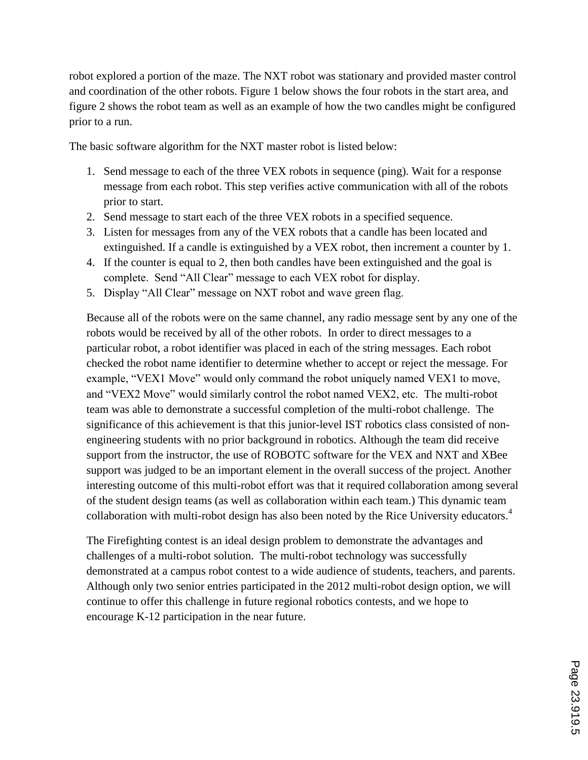robot explored a portion of the maze. The NXT robot was stationary and provided master control and coordination of the other robots. Figure 1 below shows the four robots in the start area, and figure 2 shows the robot team as well as an example of how the two candles might be configured prior to a run.

The basic software algorithm for the NXT master robot is listed below:

1. Send message to each of the three VEX robots in sequence (ping). Wait for a response message from each robot. This step verifies active communication with all of the robots prior to start.
2. Send message to start each of the three VEX robots in a specified sequence.
3. Listen for messages from any of the VEX robots that a candle has been located and extinguished. If a candle is extinguished by a VEX robot, then increment a counter by 1.
4. If the counter is equal to 2, then both candles have been extinguished and the goal is complete. Send "All Clear" message to each VEX robot for display.
5. Display "All Clear" message on NXT robot and wave green flag.

Because all of the robots were on the same channel, any radio message sent by any one of the robots would be received by all of the other robots. In order to direct messages to a particular robot, a robot identifier was placed in each of the string messages. Each robot checked the robot name identifier to determine whether to accept or reject the message. For example, "VEX1 Move" would only command the robot uniquely named VEX1 to move, and "VEX2 Move" would similarly control the robot named VEX2, etc. The multi-robot team was able to demonstrate a successful completion of the multi-robot challenge. The significance of this achievement is that this junior-level IST robotics class consisted of non-engineering students with no prior background in robotics. Although the team did receive support from the instructor, the use of ROBOTC software for the VEX and NXT and XBee support was judged to be an important element in the overall success of the project. Another interesting outcome of this multi-robot effort was that it required collaboration among several of the student design teams (as well as collaboration within each team.) This dynamic team collaboration with multi-robot design has also been noted by the Rice University educators.[4]

The Firefighting contest is an ideal design problem to demonstrate the advantages and challenges of a multi-robot solution. The multi-robot technology was successfully demonstrated at a campus robot contest to a wide audience of students, teachers, and parents. Although only two senior entries participated in the 2012 multi-robot design option, we will continue to offer this challenge in future regional robotics contests, and we hope to encourage K-12 participation in the near future.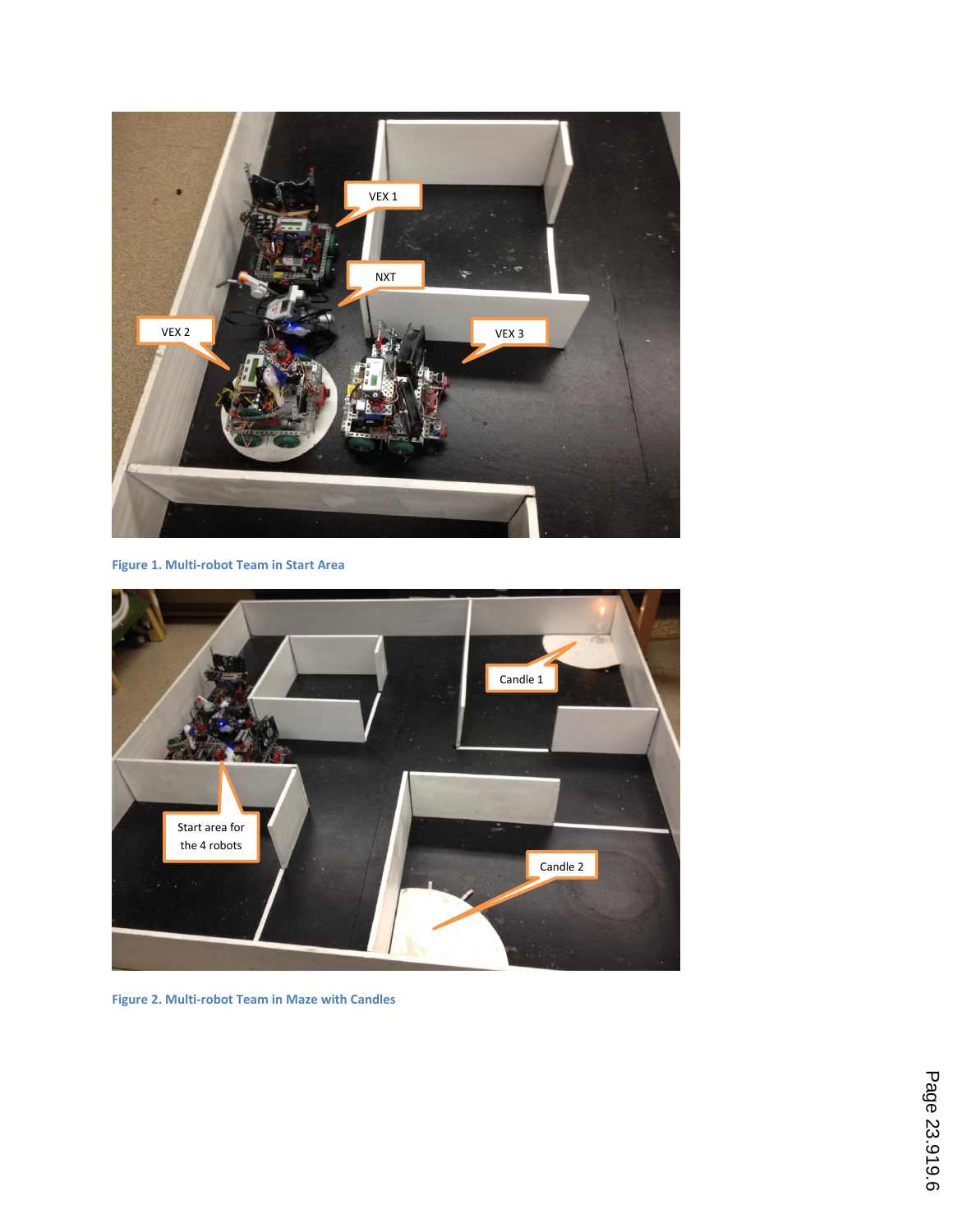Figure 1. Multi-robot Team in Start Area

Figure 2. Multi-robot Team in Maze with Candles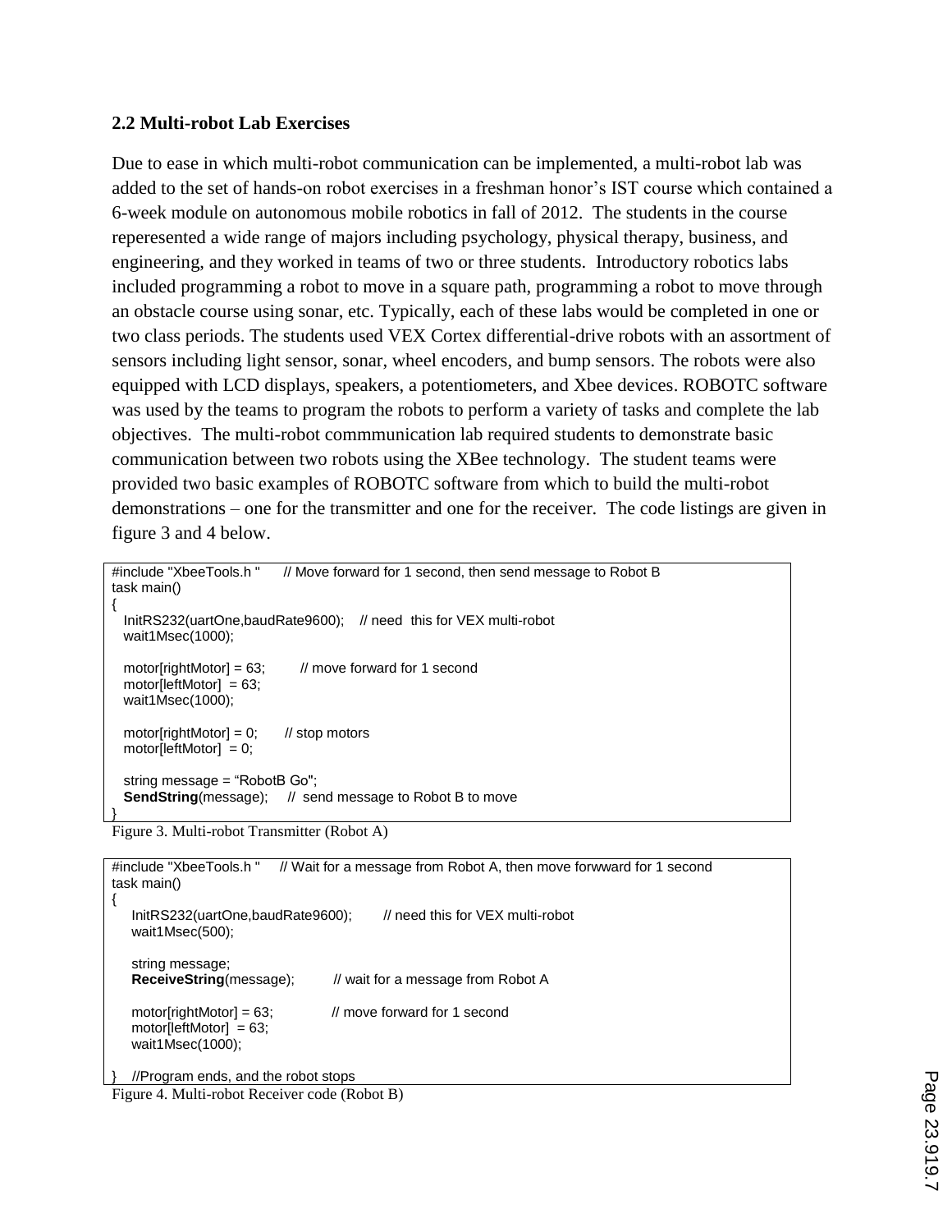### 2.2 Multi-robot Lab Exercises

Due to ease in which multi-robot communication can be implemented, a multi-robot lab was added to the set of hands-on robot exercises in a freshman honor's IST course which contained a 6-week module on autonomous mobile robotics in fall of 2012. The students in the course reperesented a wide range of majors including psychology, physical therapy, business, and engineering, and they worked in teams of two or three students. Introductory robotics labs included programming a robot to move in a square path, programming a robot to move through an obstacle course using sonar, etc. Typically, each of these labs would be completed in one or two class periods. The students used VEX Cortex differential-drive robots with an assortment of sensors including light sensor, sonar, wheel encoders, and bump sensors. The robots were also equipped with LCD displays, speakers, a potentiometers, and Xbee devices. ROBOTC software was used by the teams to program the robots to perform a variety of tasks and complete the lab objectives. The multi-robot commmunication lab required students to demonstrate basic communication between two robots using the XBee technology. The student teams were provided two basic examples of ROBOTC software from which to build the multi-robot demonstrations – one for the transmitter and one for the receiver. The code listings are given in figure 3 and 4 below.

```
#include "XbeeTools.h "      // Move forward for 1 second, then send message to Robot B
task main()
{
   InitRS232(uartOne,baudRate9600);    // need  this for VEX multi-robot
   wait1Msec(1000);

   motor[rightMotor] = 63;         // move forward for 1 second
   motor[leftMotor]  = 63;
   wait1Msec(1000);

   motor[rightMotor] = 0;       // stop motors
   motor[leftMotor]  = 0;

   string message = “RobotB Go";
   SendString(message);     //  send message to Robot B to move
}
```

Figure 3. Multi-robot Transmitter (Robot A)

```
#include "XbeeTools.h "     // Wait for a message from Robot A, then move forwward for 1 second
task main()
{
    InitRS232(uartOne,baudRate9600);        // need this for VEX multi-robot
    wait1Msec(500);

    string message;
    ReceiveString(message);         // wait for a message from Robot A

    motor[rightMotor] = 63;              // move forward for 1 second
    motor[leftMotor]  = 63;
    wait1Msec(1000);

}    //Program ends, and the robot stops
```

Figure 4. Multi-robot Receiver code (Robot B)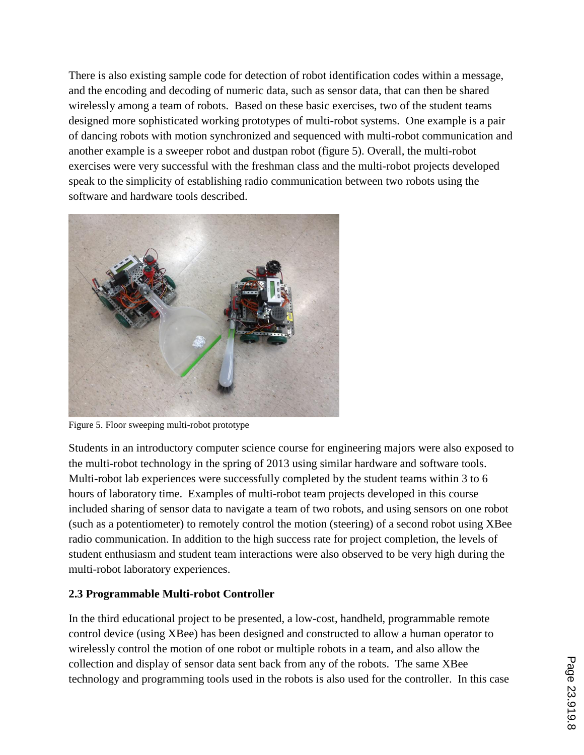There is also existing sample code for detection of robot identification codes within a message, and the encoding and decoding of numeric data, such as sensor data, that can then be shared wirelessly among a team of robots. Based on these basic exercises, two of the student teams designed more sophisticated working prototypes of multi-robot systems. One example is a pair of dancing robots with motion synchronized and sequenced with multi-robot communication and another example is a sweeper robot and dustpan robot (figure 5). Overall, the multi-robot exercises were very successful with the freshman class and the multi-robot projects developed speak to the simplicity of establishing radio communication between two robots using the software and hardware tools described.

Figure 5. Floor sweeping multi-robot prototype

Students in an introductory computer science course for engineering majors were also exposed to the multi-robot technology in the spring of 2013 using similar hardware and software tools. Multi-robot lab experiences were successfully completed by the student teams within 3 to 6 hours of laboratory time. Examples of multi-robot team projects developed in this course included sharing of sensor data to navigate a team of two robots, and using sensors on one robot (such as a potentiometer) to remotely control the motion (steering) of a second robot using XBee radio communication. In addition to the high success rate for project completion, the levels of student enthusiasm and student team interactions were also observed to be very high during the multi-robot laboratory experiences.

### 2.3 Programmable Multi-robot Controller

In the third educational project to be presented, a low-cost, handheld, programmable remote control device (using XBee) has been designed and constructed to allow a human operator to wirelessly control the motion of one robot or multiple robots in a team, and also allow the collection and display of sensor data sent back from any of the robots. The same XBee technology and programming tools used in the robots is also used for the controller. In this case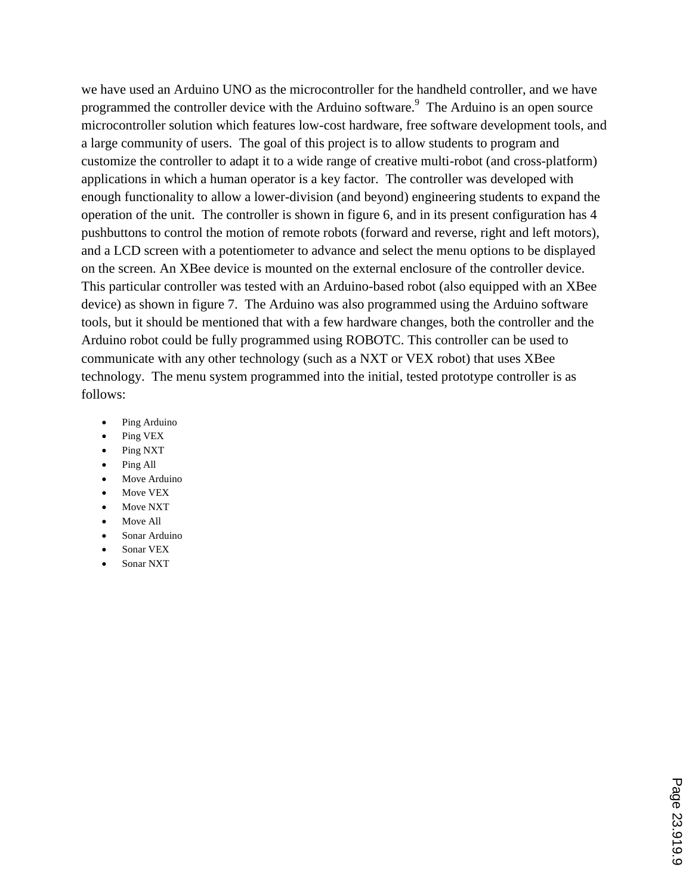we have used an Arduino UNO as the microcontroller for the handheld controller, and we have programmed the controller device with the Arduino software.[9] The Arduino is an open source microcontroller solution which features low-cost hardware, free software development tools, and a large community of users. The goal of this project is to allow students to program and customize the controller to adapt it to a wide range of creative multi-robot (and cross-platform) applications in which a human operator is a key factor. The controller was developed with enough functionality to allow a lower-division (and beyond) engineering students to expand the operation of the unit. The controller is shown in figure 6, and in its present configuration has 4 pushbuttons to control the motion of remote robots (forward and reverse, right and left motors), and a LCD screen with a potentiometer to advance and select the menu options to be displayed on the screen. An XBee device is mounted on the external enclosure of the controller device. This particular controller was tested with an Arduino-based robot (also equipped with an XBee device) as shown in figure 7. The Arduino was also programmed using the Arduino software tools, but it should be mentioned that with a few hardware changes, both the controller and the Arduino robot could be fully programmed using ROBOTC. This controller can be used to communicate with any other technology (such as a NXT or VEX robot) that uses XBee technology. The menu system programmed into the initial, tested prototype controller is as follows:

- Ping Arduino
- Ping VEX
- Ping NXT
- Ping All
- Move Arduino
- Move VEX
- Move NXT
- Move All
- Sonar Arduino
- Sonar VEX
- Sonar NXT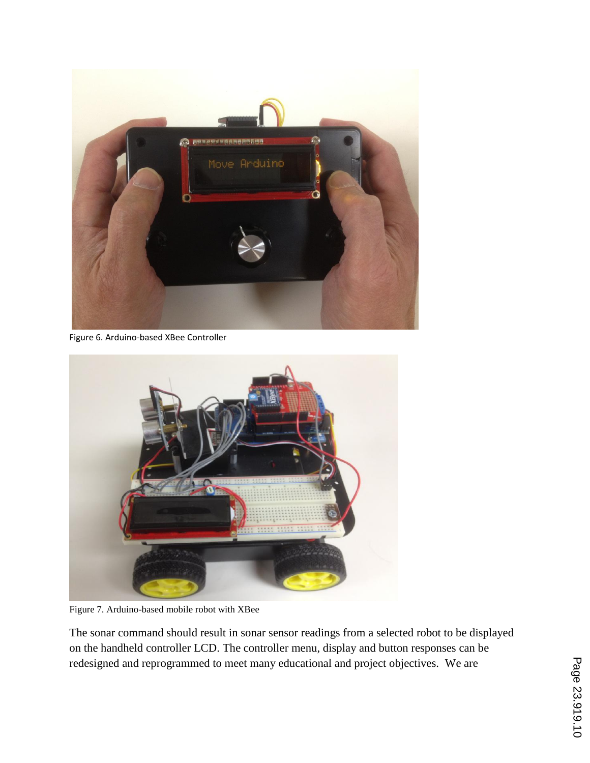Figure 6. Arduino-based XBee Controller

Figure 7. Arduino-based mobile robot with XBee

The sonar command should result in sonar sensor readings from a selected robot to be displayed on the handheld controller LCD. The controller menu, display and button responses can be redesigned and reprogrammed to meet many educational and project objectives. We are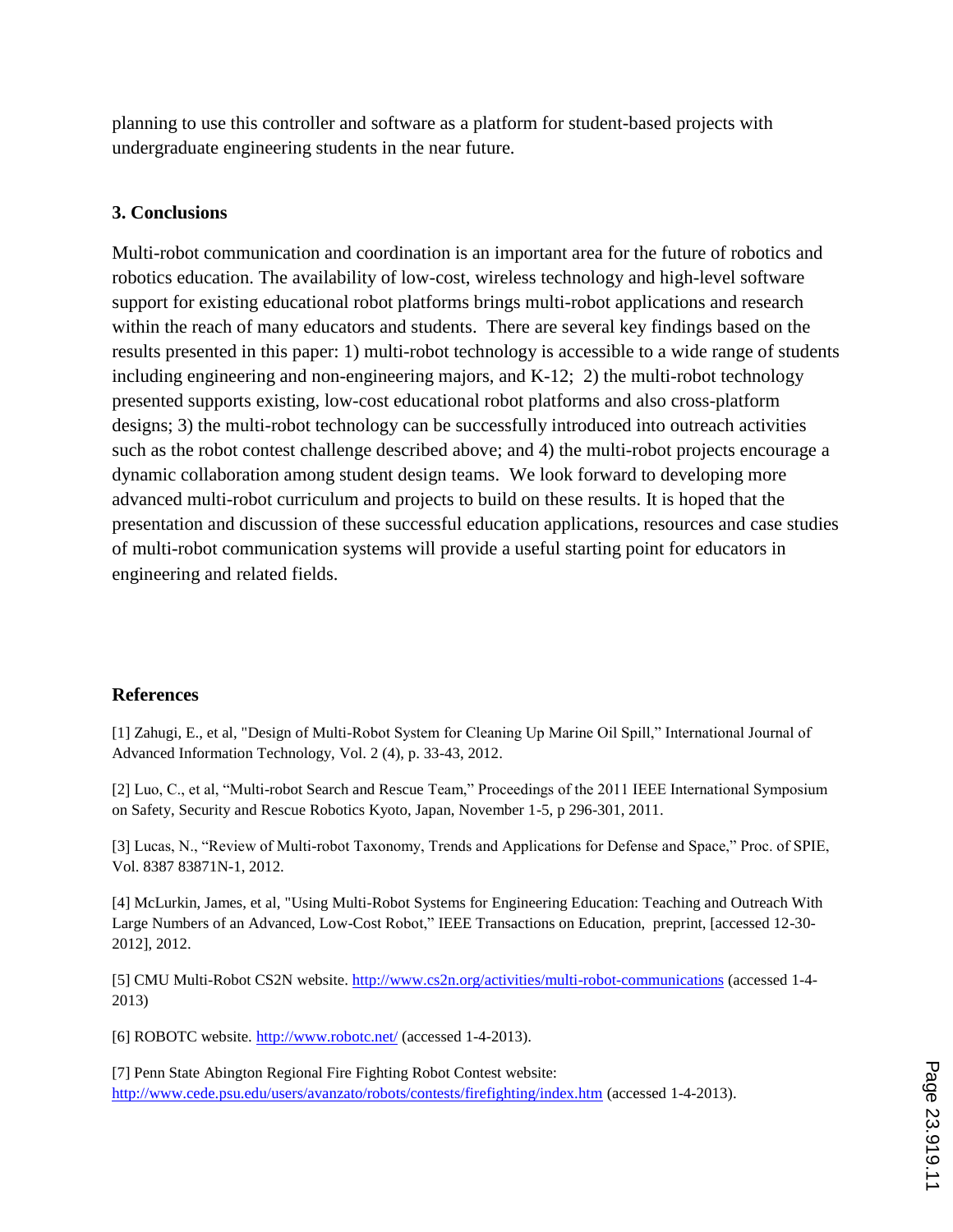planning to use this controller and software as a platform for student-based projects with undergraduate engineering students in the near future.

## 3. Conclusions

Multi-robot communication and coordination is an important area for the future of robotics and robotics education. The availability of low-cost, wireless technology and high-level software support for existing educational robot platforms brings multi-robot applications and research within the reach of many educators and students. There are several key findings based on the results presented in this paper: 1) multi-robot technology is accessible to a wide range of students including engineering and non-engineering majors, and K-12; 2) the multi-robot technology presented supports existing, low-cost educational robot platforms and also cross-platform designs; 3) the multi-robot technology can be successfully introduced into outreach activities such as the robot contest challenge described above; and 4) the multi-robot projects encourage a dynamic collaboration among student design teams. We look forward to developing more advanced multi-robot curriculum and projects to build on these results. It is hoped that the presentation and discussion of these successful education applications, resources and case studies of multi-robot communication systems will provide a useful starting point for educators in engineering and related fields.

## References

[1] Zahugi, E., et al, "Design of Multi-Robot System for Cleaning Up Marine Oil Spill," International Journal of Advanced Information Technology, Vol. 2 (4), p. 33-43, 2012.

[2] Luo, C., et al, "Multi-robot Search and Rescue Team," Proceedings of the 2011 IEEE International Symposium on Safety, Security and Rescue Robotics Kyoto, Japan, November 1-5, p 296-301, 2011.

[3] Lucas, N., "Review of Multi-robot Taxonomy, Trends and Applications for Defense and Space," Proc. of SPIE, Vol. 8387 83871N-1, 2012.

[4] McLurkin, James, et al, "Using Multi-Robot Systems for Engineering Education: Teaching and Outreach With Large Numbers of an Advanced, Low-Cost Robot," IEEE Transactions on Education, preprint, [accessed 12-30-2012], 2012.

[5] CMU Multi-Robot CS2N website. http://www.cs2n.org/activities/multi-robot-communications (accessed 1-4-2013)

[6] ROBOTC website. http://www.robotc.net/ (accessed 1-4-2013).

[7] Penn State Abington Regional Fire Fighting Robot Contest website: http://www.cede.psu.edu/users/avanzato/robots/contests/firefighting/index.htm (accessed 1-4-2013).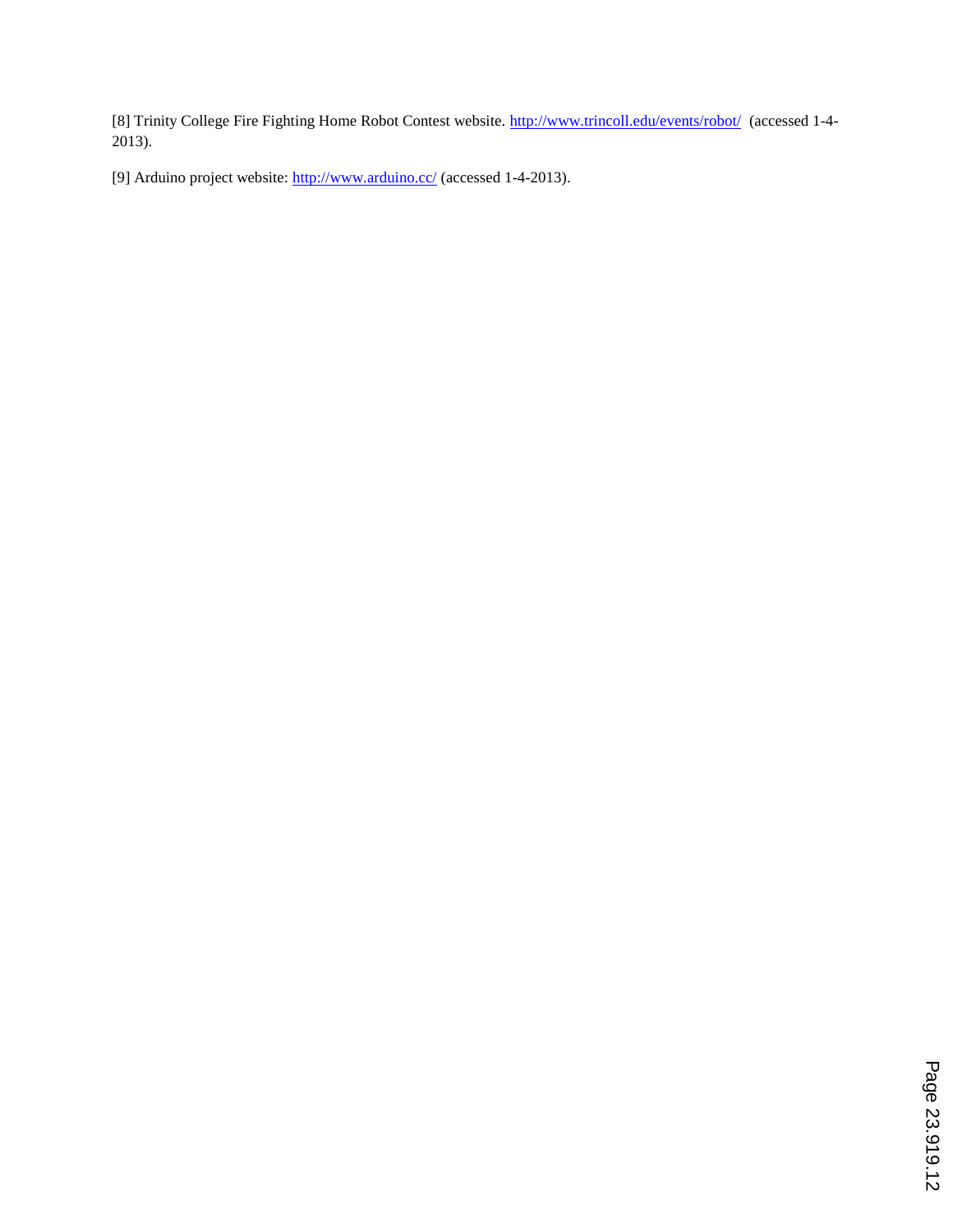[8] Trinity College Fire Fighting Home Robot Contest website. http://www.trincoll.edu/events/robot/ (accessed 1-4-2013).

[9] Arduino project website: http://www.arduino.cc/ (accessed 1-4-2013).